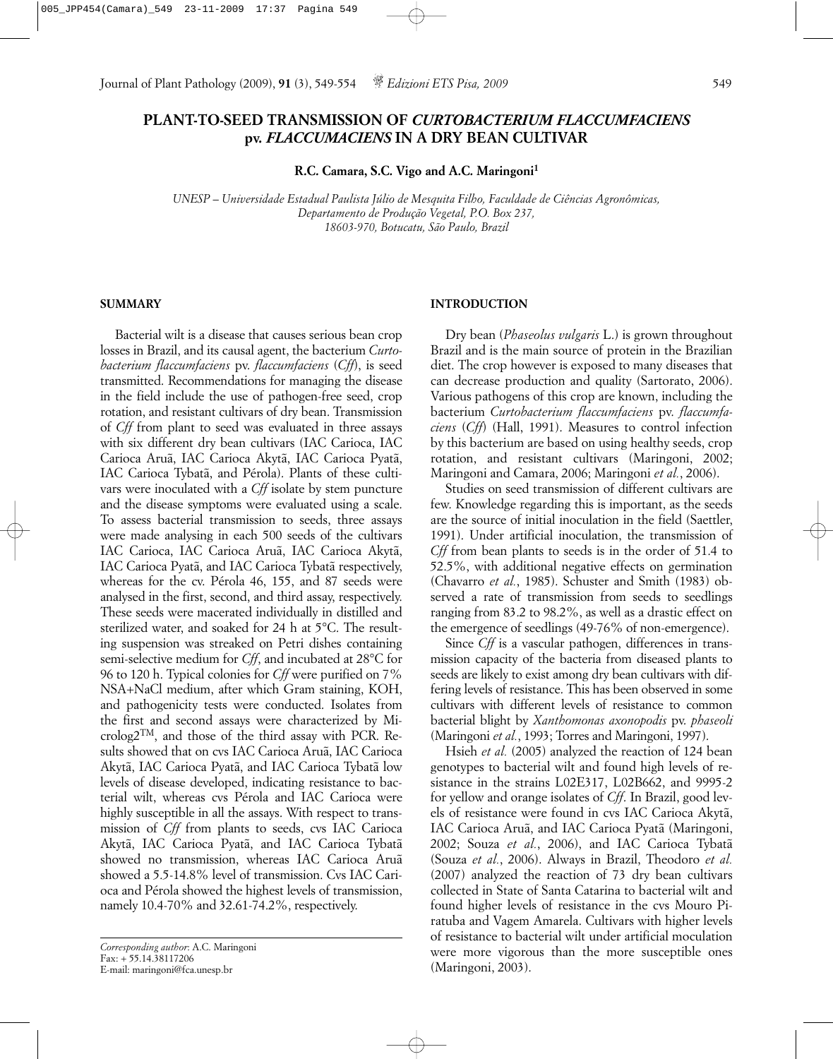# PLANT-TO-SEED TRANSMISSION OF *CURTOBACTERIUM FLACCUMFACIENS* pv. *FLACCUMACIENS* IN A DRY BEAN CULTIVAR

**R.C. Camara, S.C. Vigo and A.C. Maringoni[1]**

*UNESP – Universidade Estadual Paulista Júlio de Mesquita Filho, Faculdade de Ciências Agronômicas, Departamento de Produção Vegetal, P.O. Box 237, 18603-970, Botucatu, São Paulo, Brazil*

## SUMMARY

Bacterial wilt is a disease that causes serious bean crop losses in Brazil, and its causal agent, the bacterium *Curtobacterium flaccumfaciens* pv. *flaccumfaciens* (*Cff*), is seed transmitted. Recommendations for managing the disease in the field include the use of pathogen-free seed, crop rotation, and resistant cultivars of dry bean. Transmission of *Cff* from plant to seed was evaluated in three assays with six different dry bean cultivars (IAC Carioca, IAC Carioca Aruã, IAC Carioca Akytã, IAC Carioca Pyatã, IAC Carioca Tybatã, and Pérola). Plants of these cultivars were inoculated with a *Cff* isolate by stem puncture and the disease symptoms were evaluated using a scale. To assess bacterial transmission to seeds, three assays were made analysing in each 500 seeds of the cultivars IAC Carioca, IAC Carioca Aruã, IAC Carioca Akytã, IAC Carioca Pyatã, and IAC Carioca Tybatã respectively, whereas for the cv. Pérola 46, 155, and 87 seeds were analysed in the first, second, and third assay, respectively. These seeds were macerated individually in distilled and sterilized water, and soaked for 24 h at 5°C. The resulting suspension was streaked on Petri dishes containing semi-selective medium for *Cff*, and incubated at 28°C for 96 to 120 h. Typical colonies for *Cff* were purified on 7% NSA+NaCl medium, after which Gram staining, KOH, and pathogenicity tests were conducted. Isolates from the first and second assays were characterized by Microlog2™, and those of the third assay with PCR. Results showed that on cvs IAC Carioca Aruã, IAC Carioca Akytã, IAC Carioca Pyatã, and IAC Carioca Tybatã low levels of disease developed, indicating resistance to bacterial wilt, whereas cvs Pérola and IAC Carioca were highly susceptible in all the assays. With respect to transmission of *Cff* from plants to seeds, cvs IAC Carioca Akytã, IAC Carioca Pyatã, and IAC Carioca Tybatã showed no transmission, whereas IAC Carioca Aruã showed a 5.5-14.8% level of transmission. Cvs IAC Carioca and Pérola showed the highest levels of transmission, namely 10.4-70% and 32.61-74.2%, respectively.

*Corresponding author*: A.C. Maringoni
Fax: + 55.14.38117206
E-mail: maringoni@fca.unesp.br

## INTRODUCTION

Dry bean (*Phaseolus vulgaris* L.) is grown throughout Brazil and is the main source of protein in the Brazilian diet. The crop however is exposed to many diseases that can decrease production and quality (Sartorato, 2006). Various pathogens of this crop are known, including the bacterium *Curtobacterium flaccumfaciens* pv. *flaccumfaciens* (*Cff*) (Hall, 1991). Measures to control infection by this bacterium are based on using healthy seeds, crop rotation, and resistant cultivars (Maringoni, 2002; Maringoni and Camara, 2006; Maringoni *et al.*, 2006).

Studies on seed transmission of different cultivars are few. Knowledge regarding this is important, as the seeds are the source of initial inoculation in the field (Saettler, 1991). Under artificial inoculation, the transmission of *Cff* from bean plants to seeds is in the order of 51.4 to 52.5%, with additional negative effects on germination (Chavarro *et al.*, 1985). Schuster and Smith (1983) observed a rate of transmission from seeds to seedlings ranging from 83.2 to 98.2%, as well as a drastic effect on the emergence of seedlings (49-76% of non-emergence).

Since *Cff* is a vascular pathogen, differences in transmission capacity of the bacteria from diseased plants to seeds are likely to exist among dry bean cultivars with differing levels of resistance. This has been observed in some cultivars with different levels of resistance to common bacterial blight by *Xanthomonas axonopodis* pv. *phaseoli* (Maringoni *et al.*, 1993; Torres and Maringoni, 1997).

Hsieh *et al.* (2005) analyzed the reaction of 124 bean genotypes to bacterial wilt and found high levels of resistance in the strains L02E317, L02B662, and 9995-2 for yellow and orange isolates of *Cff*. In Brazil, good levels of resistance were found in cvs IAC Carioca Akytã, IAC Carioca Aruã, and IAC Carioca Pyatã (Maringoni, 2002; Souza *et al.*, 2006), and IAC Carioca Tybatã (Souza *et al.*, 2006). Always in Brazil, Theodoro *et al.* (2007) analyzed the reaction of 73 dry bean cultivars collected in State of Santa Catarina to bacterial wilt and found higher levels of resistance in the cvs Mouro Piratuba and Vagem Amarela. Cultivars with higher levels of resistance to bacterial wilt under artificial moculation were more vigorous than the more susceptible ones (Maringoni, 2003).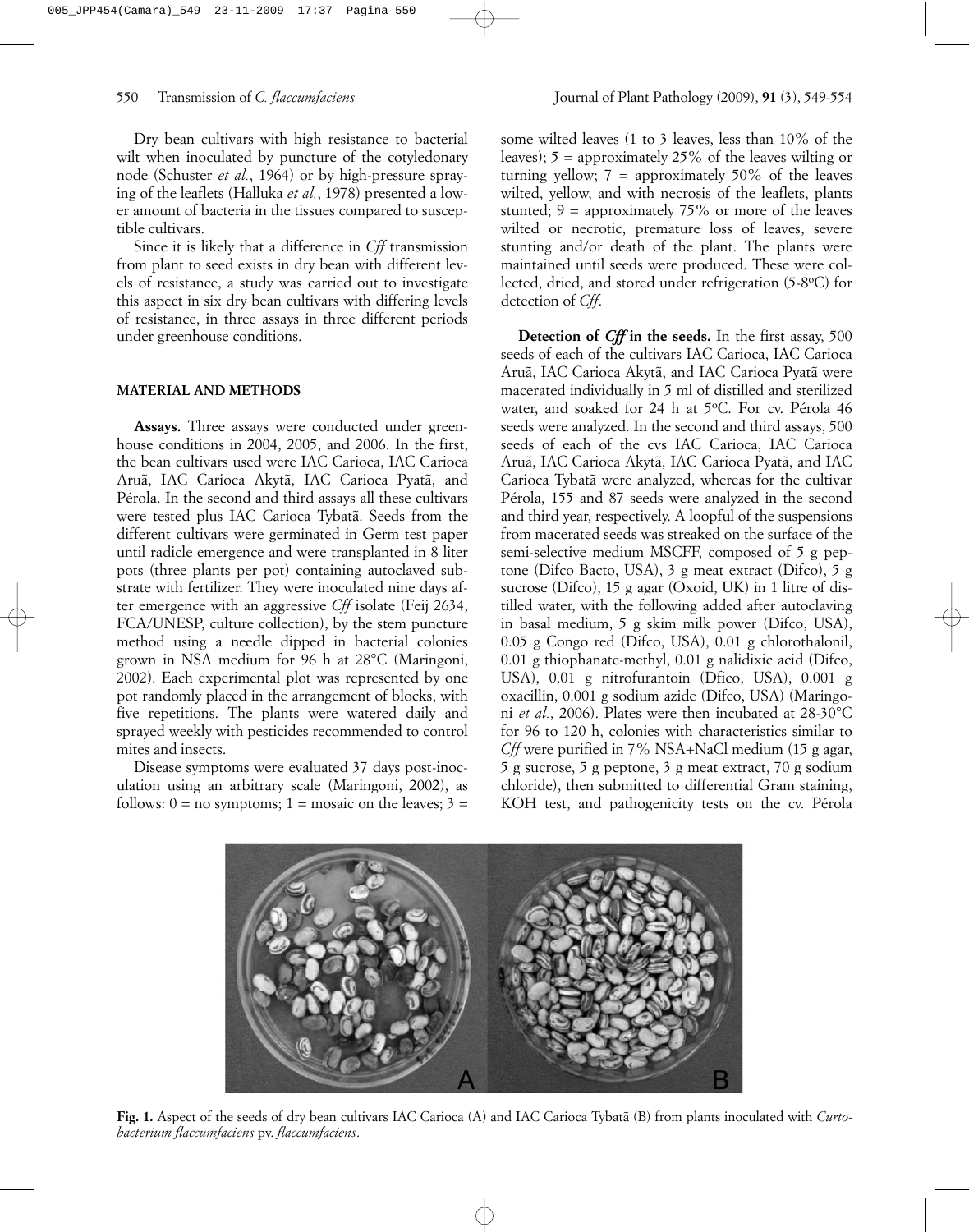Dry bean cultivars with high resistance to bacterial wilt when inoculated by puncture of the cotyledonary node (Schuster *et al.*, 1964) or by high-pressure spraying of the leaflets (Halluka *et al.*, 1978) presented a lower amount of bacteria in the tissues compared to susceptible cultivars.

Since it is likely that a difference in *Cff* transmission from plant to seed exists in dry bean with different levels of resistance, a study was carried out to investigate this aspect in six dry bean cultivars with differing levels of resistance, in three assays in three different periods under greenhouse conditions.

## MATERIAL AND METHODS

**Assays.** Three assays were conducted under greenhouse conditions in 2004, 2005, and 2006. In the first, the bean cultivars used were IAC Carioca, IAC Carioca Aruã, IAC Carioca Akytã, IAC Carioca Pyatã, and Pérola. In the second and third assays all these cultivars were tested plus IAC Carioca Tybatã. Seeds from the different cultivars were germinated in Germ test paper until radicle emergence and were transplanted in 8 liter pots (three plants per pot) containing autoclaved substrate with fertilizer. They were inoculated nine days after emergence with an aggressive *Cff* isolate (Feij 2634, FCA/UNESP, culture collection), by the stem puncture method using a needle dipped in bacterial colonies grown in NSA medium for 96 h at 28°C (Maringoni, 2002). Each experimental plot was represented by one pot randomly placed in the arrangement of blocks, with five repetitions. The plants were watered daily and sprayed weekly with pesticides recommended to control mites and insects.

Disease symptoms were evaluated 37 days post-inoculation using an arbitrary scale (Maringoni, 2002), as follows: 0 = no symptoms; 1 = mosaic on the leaves; 3 = some wilted leaves (1 to 3 leaves, less than 10% of the leaves); 5 = approximately 25% of the leaves wilting or turning yellow; 7 = approximately 50% of the leaves wilted, yellow, and with necrosis of the leaflets, plants stunted; 9 = approximately 75% or more of the leaves wilted or necrotic, premature loss of leaves, severe stunting and/or death of the plant. The plants were maintained until seeds were produced. These were collected, dried, and stored under refrigeration (5-8°C) for detection of *Cff*.

**Detection of *Cff* in the seeds.** In the first assay, 500 seeds of each of the cultivars IAC Carioca, IAC Carioca Aruã, IAC Carioca Akytã, and IAC Carioca Pyatã were macerated individually in 5 ml of distilled and sterilized water, and soaked for 24 h at 5°C. For cv. Pérola 46 seeds were analyzed. In the second and third assays, 500 seeds of each of the cvs IAC Carioca, IAC Carioca Aruã, IAC Carioca Akytã, IAC Carioca Pyatã, and IAC Carioca Tybatã were analyzed, whereas for the cultivar Pérola, 155 and 87 seeds were analyzed in the second and third year, respectively. A loopful of the suspensions from macerated seeds was streaked on the surface of the semi-selective medium MSCFF, composed of 5 g peptone (Difco Bacto, USA), 3 g meat extract (Difco), 5 g sucrose (Difco), 15 g agar (Oxoid, UK) in 1 litre of distilled water, with the following added after autoclaving in basal medium, 5 g skim milk power (Difco, USA), 0.05 g Congo red (Difco, USA), 0.01 g chlorothalonil, 0.01 g thiophanate-methyl, 0.01 g nalidixic acid (Difco, USA), 0.01 g nitrofurantoin (Dfico, USA), 0.001 g oxacillin, 0.001 g sodium azide (Difco, USA) (Maringoni *et al.*, 2006). Plates were then incubated at 28-30°C for 96 to 120 h, colonies with characteristics similar to *Cff* were purified in 7% NSA+NaCl medium (15 g agar, 5 g sucrose, 5 g peptone, 3 g meat extract, 70 g sodium chloride), then submitted to differential Gram staining, KOH test, and pathogenicity tests on the cv. Pérola

**Fig. 1.** Aspect of the seeds of dry bean cultivars IAC Carioca (A) and IAC Carioca Tybatã (B) from plants inoculated with *Curtobacterium flaccumfaciens* pv. *flaccumfaciens*.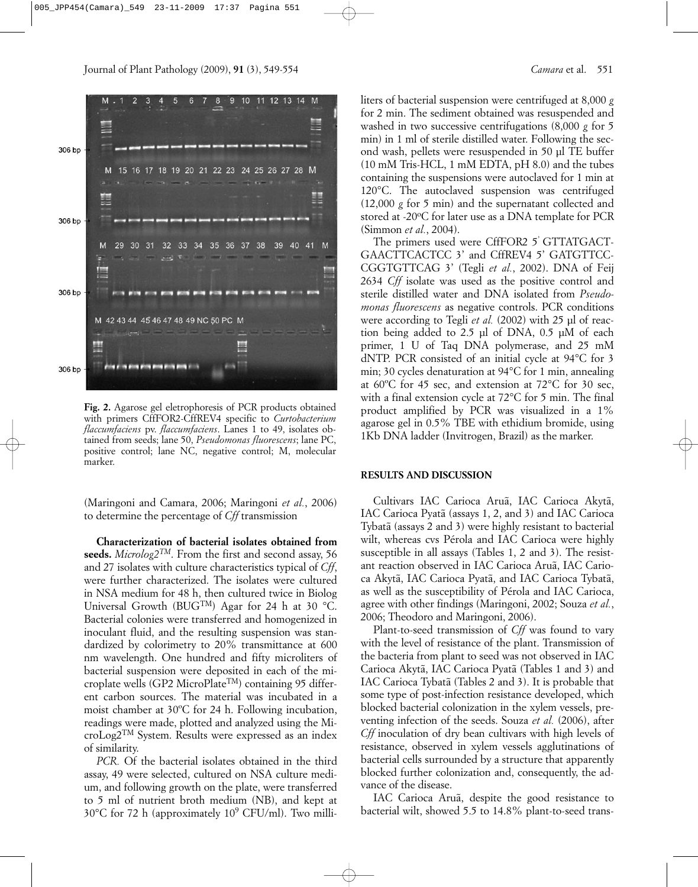Fig. 2. Agarose gel eletrophoresis of PCR products obtained with primers CffFOR2-CffREV4 specific to *Curtobacterium flaccumfaciens* pv. *flaccumfaciens*. Lanes 1 to 49, isolates obtained from seeds; lane 50, *Pseudomonas fluorescens*; lane PC, positive control; lane NC, negative control; M, molecular marker.

(Maringoni and Camara, 2006; Maringoni *et al.*, 2006) to determine the percentage of *Cff* transmission

**Characterization of bacterial isolates obtained from seeds.** *Microlog2*$^{TM}$. From the first and second assay, 56 and 27 isolates with culture characteristics typical of *Cff*, were further characterized. The isolates were cultured in NSA medium for 48 h, then cultured twice in Biolog Universal Growth (BUG$^{TM}$) Agar for 24 h at 30 °C. Bacterial colonies were transferred and homogenized in inoculant fluid, and the resulting suspension was standardized by colorimetry to 20% transmittance at 600 nm wavelength. One hundred and fifty microliters of bacterial suspension were deposited in each of the microplate wells (GP2 MicroPlate$^{TM}$) containing 95 different carbon sources. The material was incubated in a moist chamber at 30ºC for 24 h. Following incubation, readings were made, plotted and analyzed using the MicroLog2$^{TM}$ System. Results were expressed as an index of similarity.

*PCR.* Of the bacterial isolates obtained in the third assay, 49 were selected, cultured on NSA culture medium, and following growth on the plate, were transferred to 5 ml of nutrient broth medium (NB), and kept at 30°C for 72 h (approximately $10^9$ CFU/ml). Two milliliters of bacterial suspension were centrifuged at 8,000 *g* for 2 min. The sediment obtained was resuspended and washed in two successive centrifugations (8,000 *g* for 5 min) in 1 ml of sterile distilled water. Following the second wash, pellets were resuspended in 50 µl TE buffer (10 mM Tris-HCL, 1 mM EDTA, pH 8.0) and the tubes containing the suspensions were autoclaved for 1 min at 120°C. The autoclaved suspension was centrifuged (12,000 *g* for 5 min) and the supernatant collected and stored at -20ºC for later use as a DNA template for PCR (Simmon *et al.*, 2004).

The primers used were CffFOR2 5' GTTATGACTGAACTTCACTCC 3' and CffREV4 5' GATGTTCCCGGTGTTCAG 3' (Tegli *et al.*, 2002). DNA of Feij 2634 *Cff* isolate was used as the positive control and sterile distilled water and DNA isolated from *Pseudomonas fluorescens* as negative controls. PCR conditions were according to Tegli *et al.* (2002) with 25 µl of reaction being added to 2.5 µl of DNA, 0.5 µM of each primer, 1 U of Taq DNA polymerase, and 25 mM dNTP. PCR consisted of an initial cycle at 94°C for 3 min; 30 cycles denaturation at 94°C for 1 min, annealing at 60ºC for 45 sec, and extension at 72°C for 30 sec, with a final extension cycle at 72°C for 5 min. The final product amplified by PCR was visualized in a 1% agarose gel in 0.5% TBE with ethidium bromide, using 1Kb DNA ladder (Invitrogen, Brazil) as the marker.

## RESULTS AND DISCUSSION

Cultivars IAC Carioca Aruã, IAC Carioca Akytã, IAC Carioca Pyatã (assays 1, 2, and 3) and IAC Carioca Tybatã (assays 2 and 3) were highly resistant to bacterial wilt, whereas cvs Pérola and IAC Carioca were highly susceptible in all assays (Tables 1, 2 and 3). The resistant reaction observed in IAC Carioca Aruã, IAC Carioca Akytã, IAC Carioca Pyatã, and IAC Carioca Tybatã, as well as the susceptibility of Pérola and IAC Carioca, agree with other findings (Maringoni, 2002; Souza *et al.*, 2006; Theodoro and Maringoni, 2006).

Plant-to-seed transmission of *Cff* was found to vary with the level of resistance of the plant. Transmission of the bacteria from plant to seed was not observed in IAC Carioca Akytã, IAC Carioca Pyatã (Tables 1 and 3) and IAC Carioca Tybatã (Tables 2 and 3). It is probable that some type of post-infection resistance developed, which blocked bacterial colonization in the xylem vessels, preventing infection of the seeds. Souza *et al.* (2006), after *Cff* inoculation of dry bean cultivars with high levels of resistance, observed in xylem vessels agglutinations of bacterial cells surrounded by a structure that apparently blocked further colonization and, consequently, the advance of the disease.

IAC Carioca Aruã, despite the good resistance to bacterial wilt, showed 5.5 to 14.8% plant-to-seed trans-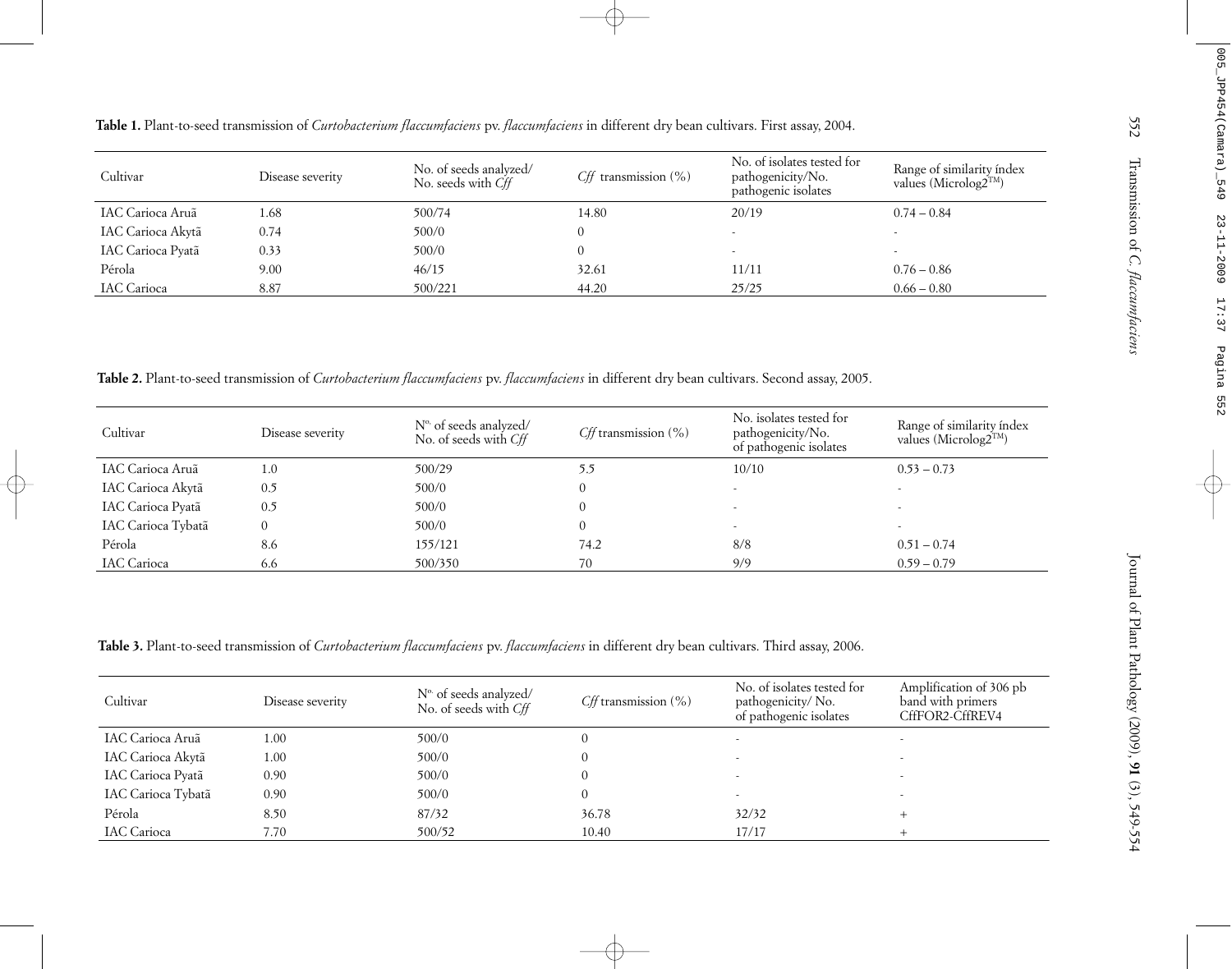**Table 1.** Plant-to-seed transmission of *Curtobacterium flaccumfaciens* pv. *flaccumfaciens* in different dry bean cultivars. First assay, 2004.

| Cultivar | Disease severity | No. of seeds analyzed/ No. seeds with *Cff* | *Cff* transmission (%) | No. of isolates tested for pathogenicity/No. pathogenic isolates | Range of similarity índex values (Microlog2™) |
|---|---|---|---|---|---|
| IAC Carioca Aruã | 1.68 | 500/74 | 14.80 | 20/19 | 0.74 – 0.84 |
| IAC Carioca Akytã | 0.74 | 500/0 | 0 | - | - |
| IAC Carioca Pyatã | 0.33 | 500/0 | 0 | - | - |
| Pérola | 9.00 | 46/15 | 32.61 | 11/11 | 0.76 – 0.86 |
| IAC Carioca | 8.87 | 500/221 | 44.20 | 25/25 | 0.66 – 0.80 |

**Table 2.** Plant-to-seed transmission of *Curtobacterium flaccumfaciens* pv. *flaccumfaciens* in different dry bean cultivars. Second assay, 2005.

| Cultivar | Disease severity | Nº. of seeds analyzed/ No. of seeds with *Cff* | *Cff* transmission (%) | No. isolates tested for pathogenicity/No. of pathogenic isolates | Range of similarity índex values (Microlog2™) |
|---|---|---|---|---|---|
| IAC Carioca Aruã | 1.0 | 500/29 | 5.5 | 10/10 | 0.53 – 0.73 |
| IAC Carioca Akytã | 0.5 | 500/0 | 0 | - | - |
| IAC Carioca Pyatã | 0.5 | 500/0 | 0 | - | - |
| IAC Carioca Tybatã | 0 | 500/0 | 0 | - | - |
| Pérola | 8.6 | 155/121 | 74.2 | 8/8 | 0.51 – 0.74 |
| IAC Carioca | 6.6 | 500/350 | 70 | 9/9 | 0.59 – 0.79 |

**Table 3.** Plant-to-seed transmission of *Curtobacterium flaccumfaciens* pv. *flaccumfaciens* in different dry bean cultivars. Third assay, 2006.

| Cultivar | Disease severity | Nº. of seeds analyzed/ No. of seeds with *Cff* | *Cff* transmission (%) | No. of isolates tested for pathogenicity/ No. of pathogenic isolates | Amplification of 306 pb band with primers CffFOR2-CffREV4 |
|---|---|---|---|---|---|
| IAC Carioca Aruã | 1.00 | 500/0 | 0 | - | - |
| IAC Carioca Akytã | 1.00 | 500/0 | 0 | - | - |
| IAC Carioca Pyatã | 0.90 | 500/0 | 0 | - | - |
| IAC Carioca Tybatã | 0.90 | 500/0 | 0 | - | - |
| Pérola | 8.50 | 87/32 | 36.78 | 32/32 | + |
| IAC Carioca | 7.70 | 500/52 | 10.40 | 17/17 | + |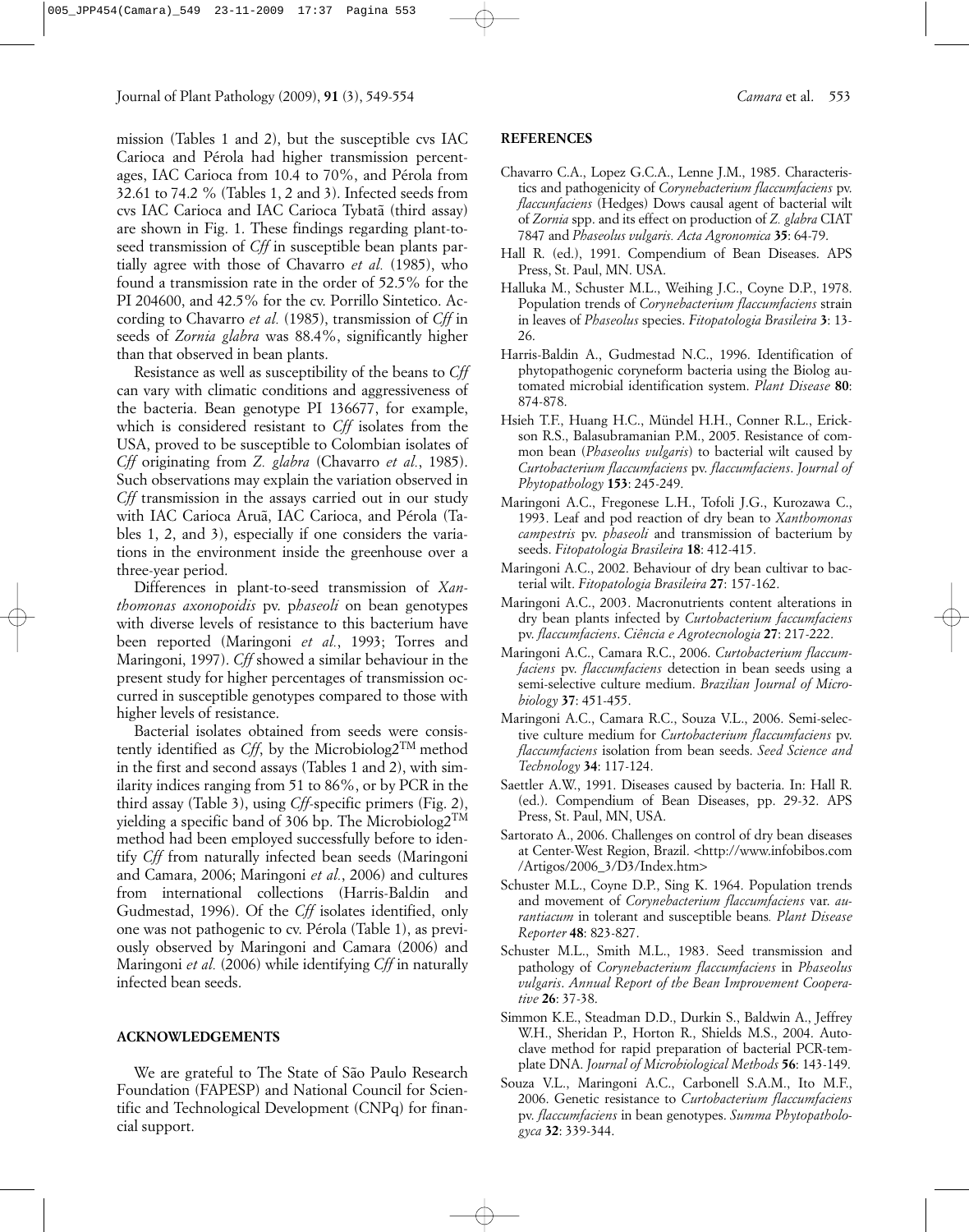mission (Tables 1 and 2), but the susceptible cvs IAC Carioca and Pérola had higher transmission percentages, IAC Carioca from 10.4 to 70%, and Pérola from 32.61 to 74.2 % (Tables 1, 2 and 3). Infected seeds from cvs IAC Carioca and IAC Carioca Tybatã (third assay) are shown in Fig. 1. These findings regarding plant-to-seed transmission of *Cff* in susceptible bean plants partially agree with those of Chavarro *et al.* (1985), who found a transmission rate in the order of 52.5% for the PI 204600, and 42.5% for the cv. Porrillo Sintetico. According to Chavarro *et al.* (1985), transmission of *Cff* in seeds of *Zornia glabra* was 88.4%, significantly higher than that observed in bean plants.

Resistance as well as susceptibility of the beans to *Cff* can vary with climatic conditions and aggressiveness of the bacteria. Bean genotype PI 136677, for example, which is considered resistant to *Cff* isolates from the USA, proved to be susceptible to Colombian isolates of *Cff* originating from *Z. glabra* (Chavarro *et al.*, 1985). Such observations may explain the variation observed in *Cff* transmission in the assays carried out in our study with IAC Carioca Aruã, IAC Carioca, and Pérola (Tables 1, 2, and 3), especially if one considers the variations in the environment inside the greenhouse over a three-year period.

Differences in plant-to-seed transmission of *Xanthomonas axonopoidis* pv. *phaseoli* on bean genotypes with diverse levels of resistance to this bacterium have been reported (Maringoni *et al.*, 1993; Torres and Maringoni, 1997). *Cff* showed a similar behaviour in the present study for higher percentages of transmission occurred in susceptible genotypes compared to those with higher levels of resistance.

Bacterial isolates obtained from seeds were consistently identified as *Cff*, by the Microbiolog2™ method in the first and second assays (Tables 1 and 2), with similarity indices ranging from 51 to 86%, or by PCR in the third assay (Table 3), using *Cff*-specific primers (Fig. 2), yielding a specific band of 306 bp. The Microbiolog2™ method had been employed successfully before to identify *Cff* from naturally infected bean seeds (Maringoni and Camara, 2006; Maringoni *et al.*, 2006) and cultures from international collections (Harris-Baldin and Gudmestad, 1996). Of the *Cff* isolates identified, only one was not pathogenic to cv. Pérola (Table 1), as previously observed by Maringoni and Camara (2006) and Maringoni *et al.* (2006) while identifying *Cff* in naturally infected bean seeds.

## ACKNOWLEDGEMENTS

We are grateful to The State of São Paulo Research Foundation (FAPESP) and National Council for Scientific and Technological Development (CNPq) for financial support.

## REFERENCES

Chavarro C.A., Lopez G.C.A., Lenne J.M., 1985. Characteristics and pathogenicity of *Corynebacterium flaccumfaciens* pv. *flaccumfaciens* (Hedges) Dows causal agent of bacterial wilt of *Zornia* spp. and its effect on production of *Z. glabra* CIAT 7847 and *Phaseolus vulgaris. Acta Agronomica* **35**: 64-79.

Hall R. (ed.), 1991. Compendium of Bean Diseases. APS Press, St. Paul, MN. USA.

Halluka M., Schuster M.L., Weihing J.C., Coyne D.P., 1978. Population trends of *Corynebacterium flaccumfaciens* strain in leaves of *Phaseolus* species. *Fitopatologia Brasileira* **3**: 13-26.

Harris-Baldin A., Gudmestad N.C., 1996. Identification of phytopathogenic coryneform bacteria using the Biolog automated microbial identification system. *Plant Disease* **80**: 874-878.

Hsieh T.F., Huang H.C., Mündel H.H., Conner R.L., Erickson R.S., Balasubramanian P.M., 2005. Resistance of common bean (*Phaseolus vulgaris*) to bacterial wilt caused by *Curtobacterium flaccumfaciens* pv. *flaccumfaciens*. *Journal of Phytopathology* **153**: 245-249.

Maringoni A.C., Fregonese L.H., Tofoli J.G., Kurozawa C., 1993. Leaf and pod reaction of dry bean to *Xanthomonas campestris* pv. *phaseoli* and transmission of bacterium by seeds. *Fitopatologia Brasileira* **18**: 412-415.

Maringoni A.C., 2002. Behaviour of dry bean cultivar to bacterial wilt. *Fitopatologia Brasileira* **27**: 157-162.

Maringoni A.C., 2003. Macronutrients content alterations in dry bean plants infected by *Curtobacterium faccumfaciens* pv. *flaccumfaciens*. *Ciência e Agrotecnologia* **27**: 217-222.

Maringoni A.C., Camara R.C., 2006. *Curtobacterium flaccumfaciens* pv. *flaccumfaciens* detection in bean seeds using a semi-selective culture medium. *Brazilian Journal of Microbiology* **37**: 451-455.

Maringoni A.C., Camara R.C., Souza V.L., 2006. Semi-selective culture medium for *Curtobacterium flaccumfaciens* pv. *flaccumfaciens* isolation from bean seeds. *Seed Science and Technology* **34**: 117-124.

Saettler A.W., 1991. Diseases caused by bacteria. In: Hall R. (ed.). Compendium of Bean Diseases, pp. 29-32. APS Press, St. Paul, MN, USA.

Sartorato A., 2006. Challenges on control of dry bean diseases at Center-West Region, Brazil. <http://www.infobibos.com/Artigos/2006_3/D3/Index.htm>

Schuster M.L., Coyne D.P., Sing K. 1964. Population trends and movement of *Corynebacterium flaccumfaciens* var. *aurantiacum* in tolerant and susceptible beans*. Plant Disease Reporter* **48**: 823-827.

Schuster M.L., Smith M.L., 1983. Seed transmission and pathology of *Corynebacterium flaccumfaciens* in *Phaseolus vulgaris*. *Annual Report of the Bean Improvement Cooperative* **26**: 37-38.

Simmon K.E., Steadman D.D., Durkin S., Baldwin A., Jeffrey W.H., Sheridan P., Horton R., Shields M.S., 2004. Autoclave method for rapid preparation of bacterial PCR-template DNA. *Journal of Microbiological Methods* **56**: 143-149.

Souza V.L., Maringoni A.C., Carbonell S.A.M., Ito M.F., 2006. Genetic resistance to *Curtobacterium flaccumfaciens* pv. *flaccumfaciens* in bean genotypes. *Summa Phytopathologyca* **32**: 339-344.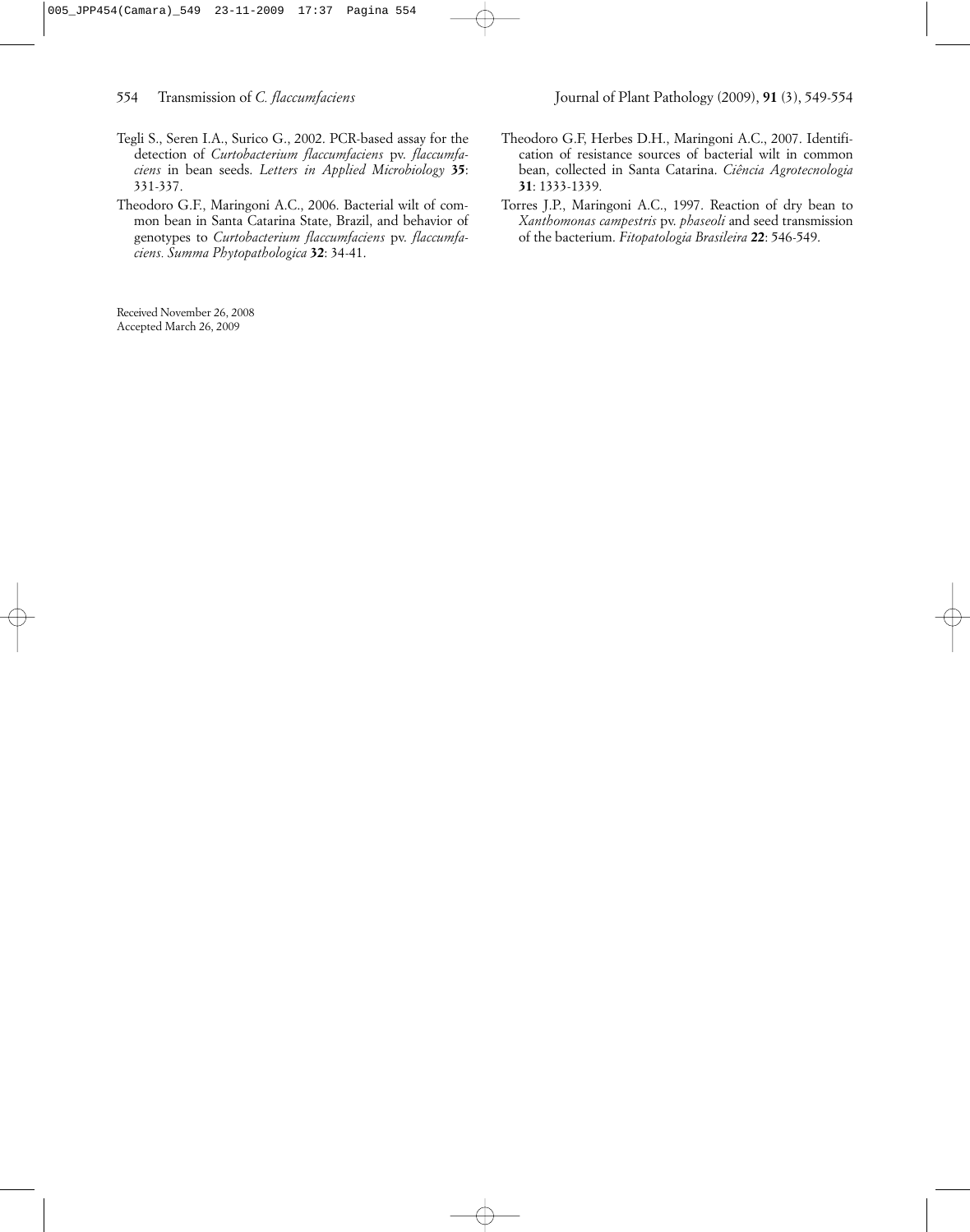Tegli S., Seren I.A., Surico G., 2002. PCR-based assay for the detection of *Curtobacterium flaccumfaciens* pv. *flaccumfaciens* in bean seeds. *Letters in Applied Microbiology* **35**: 331-337.

Theodoro G.F., Maringoni A.C., 2006. Bacterial wilt of common bean in Santa Catarina State, Brazil, and behavior of genotypes to *Curtobacterium flaccumfaciens* pv. *flaccumfaciens*. *Summa Phytopathologica* **32**: 34-41.

Theodoro G.F, Herbes D.H., Maringoni A.C., 2007. Identification of resistance sources of bacterial wilt in common bean, collected in Santa Catarina. *Ciência Agrotecnologia* **31**: 1333-1339.

Torres J.P., Maringoni A.C., 1997. Reaction of dry bean to *Xanthomonas campestris* pv. *phaseoli* and seed transmission of the bacterium. *Fitopatologia Brasileira* **22**: 546-549.

Received November 26, 2008
Accepted March 26, 2009